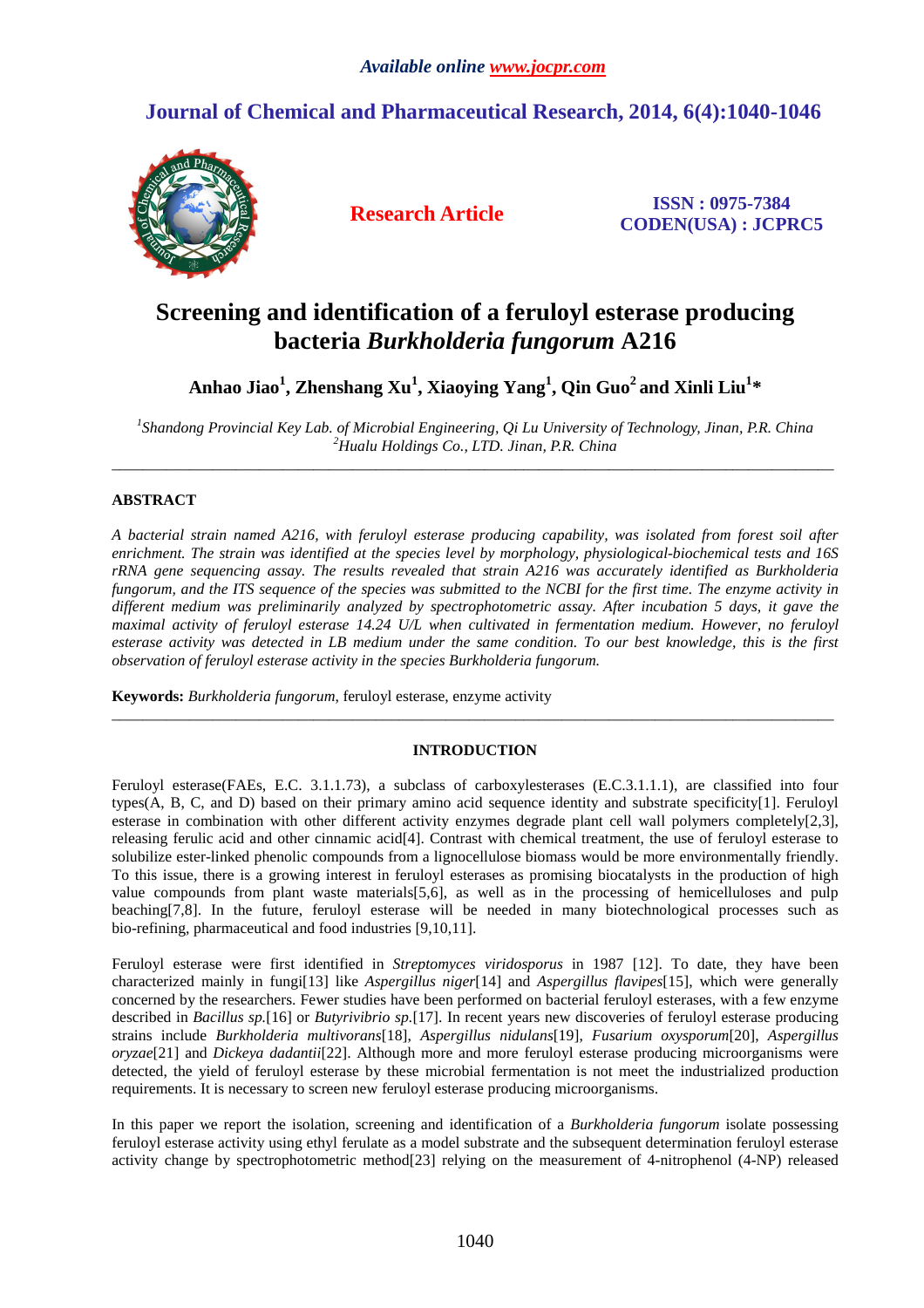*Available online www.jocpr.com*

## Journal of Chemical and Pharmaceutical Research, 2014, 6(4):1040-1046

**Research Article**

**ISSN : 0975-7384**
**CODEN(USA) : JCPRC5**

# Screening and identification of a feruloyl esterase producing bacteria *Burkholderia fungorum* A216

**Anhao Jiao[1], Zhenshang Xu[1], Xiaoying Yang[1], Qin Guo[2] and Xinli Liu[1]***

[1]*Shandong Provincial Key Lab. of Microbial Engineering, Qi Lu University of Technology, Jinan, P.R. China*
[2]*Hualu Holdings Co., LTD. Jinan, P.R. China*

---

## ABSTRACT

*A bacterial strain named A216, with feruloyl esterase producing capability, was isolated from forest soil after enrichment. The strain was identified at the species level by morphology, physiological-biochemical tests and 16S rRNA gene sequencing assay. The results revealed that strain A216 was accurately identified as Burkholderia fungorum, and the ITS sequence of the species was submitted to the NCBI for the first time. The enzyme activity in different medium was preliminarily analyzed by spectrophotometric assay. After incubation 5 days, it gave the maximal activity of feruloyl esterase 14.24 U/L when cultivated in fermentation medium. However, no feruloyl esterase activity was detected in LB medium under the same condition. To our best knowledge, this is the first observation of feruloyl esterase activity in the species Burkholderia fungorum.*

**Keywords:** *Burkholderia fungorum*, feruloyl esterase, enzyme activity

---

## INTRODUCTION

Feruloyl esterase(FAEs, E.C. 3.1.1.73), a subclass of carboxylesterases (E.C.3.1.1.1), are classified into four types(A, B, C, and D) based on their primary amino acid sequence identity and substrate specificity[1]. Feruloyl esterase in combination with other different activity enzymes degrade plant cell wall polymers completely[2,3], releasing ferulic acid and other cinnamic acid[4]. Contrast with chemical treatment, the use of feruloyl esterase to solubilize ester-linked phenolic compounds from a lignocellulose biomass would be more environmentally friendly. To this issue, there is a growing interest in feruloyl esterases as promising biocatalysts in the production of high value compounds from plant waste materials[5,6], as well as in the processing of hemicelluloses and pulp beaching[7,8]. In the future, feruloyl esterase will be needed in many biotechnological processes such as bio-refining, pharmaceutical and food industries [9,10,11].

Feruloyl esterase were first identified in *Streptomyces viridosporus* in 1987 [12]. To date, they have been characterized mainly in fungi[13] like *Aspergillus niger*[14] and *Aspergillus flavipes*[15], which were generally concerned by the researchers. Fewer studies have been performed on bacterial feruloyl esterases, with a few enzyme described in *Bacillus sp.*[16] or *Butyrivibrio sp.*[17]. In recent years new discoveries of feruloyl esterase producing strains include *Burkholderia multivorans*[18], *Aspergillus nidulans*[19], *Fusarium oxysporum*[20], *Aspergillus oryzae*[21] and *Dickeya dadantii*[22]. Although more and more feruloyl esterase producing microorganisms were detected, the yield of feruloyl esterase by these microbial fermentation is not meet the industrialized production requirements. It is necessary to screen new feruloyl esterase producing microorganisms.

In this paper we report the isolation, screening and identification of a *Burkholderia fungorum* isolate possessing feruloyl esterase activity using ethyl ferulate as a model substrate and the subsequent determination feruloyl esterase activity change by spectrophotometric method[23] relying on the measurement of 4-nitrophenol (4-NP) released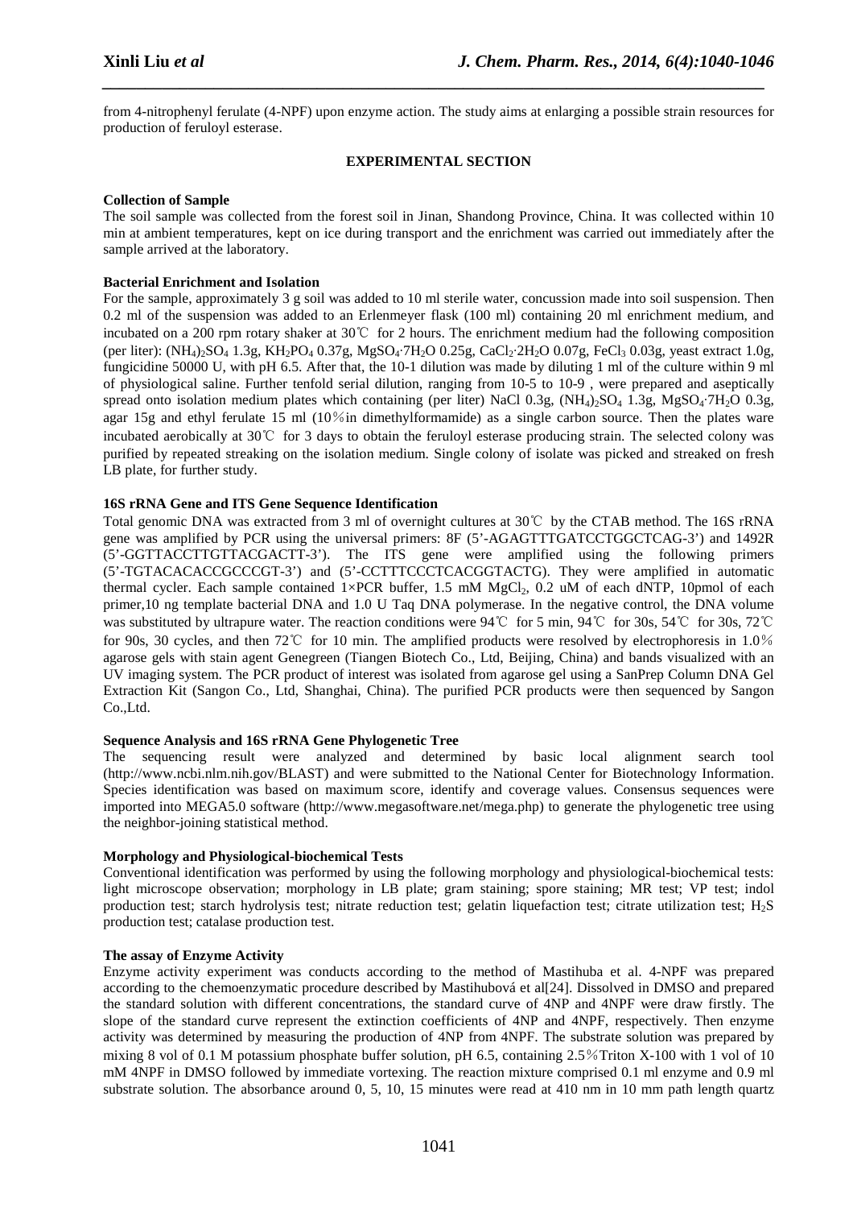from 4-nitrophenyl ferulate (4-NPF) upon enzyme action. The study aims at enlarging a possible strain resources for production of feruloyl esterase.

## EXPERIMENTAL SECTION

### Collection of Sample

The soil sample was collected from the forest soil in Jinan, Shandong Province, China. It was collected within 10 min at ambient temperatures, kept on ice during transport and the enrichment was carried out immediately after the sample arrived at the laboratory.

### Bacterial Enrichment and Isolation

For the sample, approximately 3 g soil was added to 10 ml sterile water, concussion made into soil suspension. Then 0.2 ml of the suspension was added to an Erlenmeyer flask (100 ml) containing 20 ml enrichment medium, and incubated on a 200 rpm rotary shaker at 30℃ for 2 hours. The enrichment medium had the following composition (per liter): $(NH_4)_2SO_4$ 1.3g, $KH_2PO_4$ 0.37g, $MgSO_4{\cdot}7H_2O$ 0.25g, $CaCl_2{\cdot}2H_2O$ 0.07g, $FeCl_3$ 0.03g, yeast extract 1.0g, fungicidine 50000 U, with pH 6.5. After that, the 10-1 dilution was made by diluting 1 ml of the culture within 9 ml of physiological saline. Further tenfold serial dilution, ranging from 10-5 to 10-9 , were prepared and aseptically spread onto isolation medium plates which containing (per liter) NaCl 0.3g, $(NH_4)_2SO_4$ 1.3g, $MgSO_4{\cdot}7H_2O$ 0.3g, agar 15g and ethyl ferulate 15 ml (10％in dimethylformamide) as a single carbon source. Then the plates ware incubated aerobically at 30℃ for 3 days to obtain the feruloyl esterase producing strain. The selected colony was purified by repeated streaking on the isolation medium. Single colony of isolate was picked and streaked on fresh LB plate, for further study.

### 16S rRNA Gene and ITS Gene Sequence Identification

Total genomic DNA was extracted from 3 ml of overnight cultures at 30℃ by the CTAB method. The 16S rRNA gene was amplified by PCR using the universal primers: 8F (5'-AGAGTTTGATCCTGGCTCAG-3') and 1492R (5'-GGTTACCTTGTTACGACTT-3'). The ITS gene were amplified using the following primers (5'-TGTACACACCGCCCGT-3') and (5'-CCTTTCCCTCACGGTACTG). They were amplified in automatic thermal cycler. Each sample contained 1×PCR buffer, 1.5 mM $MgCl_2$, 0.2 uM of each dNTP, 10pmol of each primer,10 ng template bacterial DNA and 1.0 U Taq DNA polymerase. In the negative control, the DNA volume was substituted by ultrapure water. The reaction conditions were 94℃ for 5 min, 94℃ for 30s, 54℃ for 30s, 72℃ for 90s, 30 cycles, and then 72℃ for 10 min. The amplified products were resolved by electrophoresis in 1.0％ agarose gels with stain agent Genegreen (Tiangen Biotech Co., Ltd, Beijing, China) and bands visualized with an UV imaging system. The PCR product of interest was isolated from agarose gel using a SanPrep Column DNA Gel Extraction Kit (Sangon Co., Ltd, Shanghai, China). The purified PCR products were then sequenced by Sangon Co.,Ltd.

### Sequence Analysis and 16S rRNA Gene Phylogenetic Tree

The sequencing result were analyzed and determined by basic local alignment search tool (http://www.ncbi.nlm.nih.gov/BLAST) and were submitted to the National Center for Biotechnology Information. Species identification was based on maximum score, identify and coverage values. Consensus sequences were imported into MEGA5.0 software (http://www.megasoftware.net/mega.php) to generate the phylogenetic tree using the neighbor-joining statistical method.

### Morphology and Physiological-biochemical Tests

Conventional identification was performed by using the following morphology and physiological-biochemical tests: light microscope observation; morphology in LB plate; gram staining; spore staining; MR test; VP test; indol production test; starch hydrolysis test; nitrate reduction test; gelatin liquefaction test; citrate utilization test; $H_2S$ production test; catalase production test.

### The assay of Enzyme Activity

Enzyme activity experiment was conducts according to the method of Mastihuba et al. 4-NPF was prepared according to the chemoenzymatic procedure described by Mastihubová et al[24]. Dissolved in DMSO and prepared the standard solution with different concentrations, the standard curve of 4NP and 4NPF were draw firstly. The slope of the standard curve represent the extinction coefficients of 4NP and 4NPF, respectively. Then enzyme activity was determined by measuring the production of 4NP from 4NPF. The substrate solution was prepared by mixing 8 vol of 0.1 M potassium phosphate buffer solution, pH 6.5, containing 2.5％Triton X-100 with 1 vol of 10 mM 4NPF in DMSO followed by immediate vortexing. The reaction mixture comprised 0.1 ml enzyme and 0.9 ml substrate solution. The absorbance around 0, 5, 10, 15 minutes were read at 410 nm in 10 mm path length quartz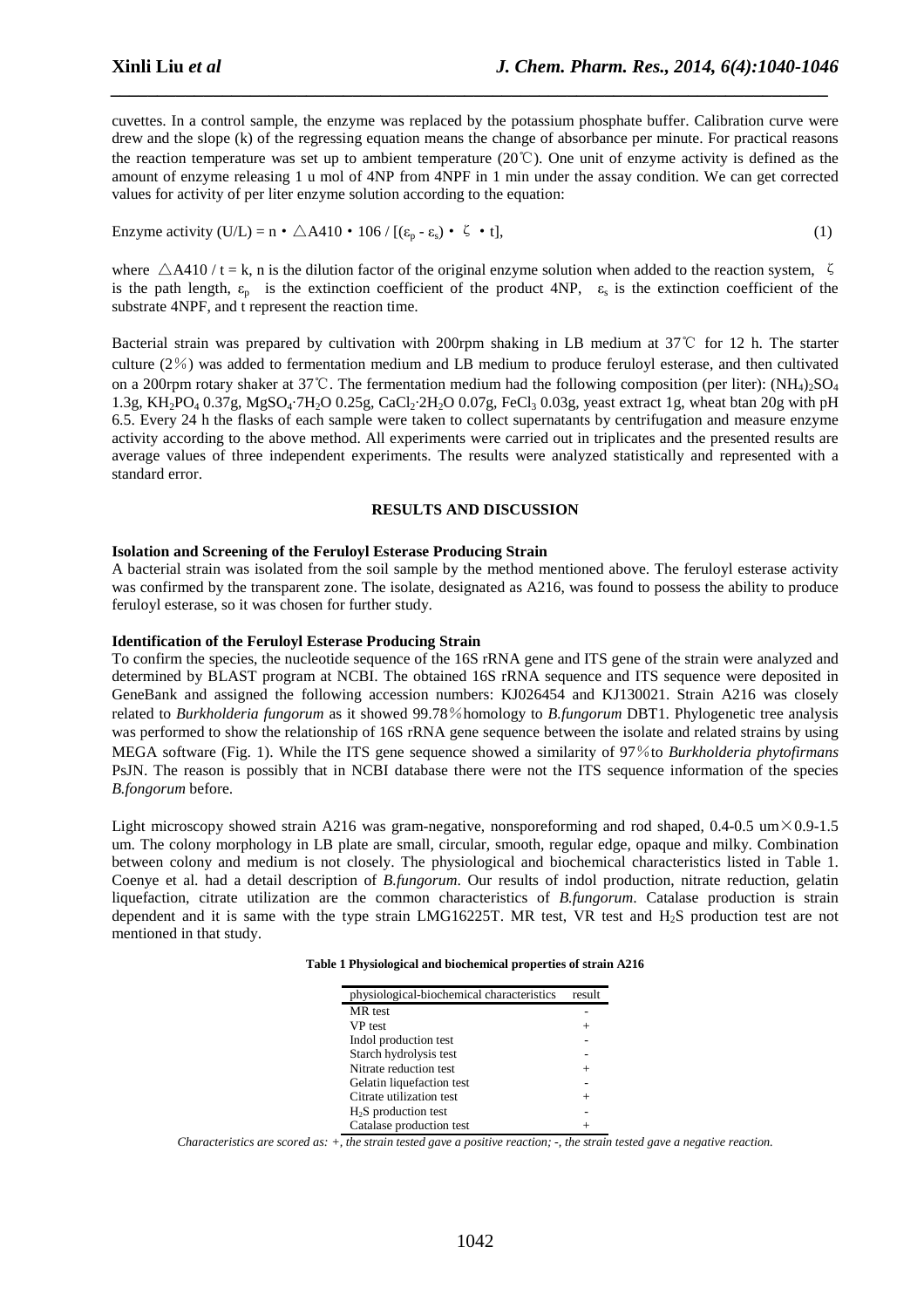cuvettes. In a control sample, the enzyme was replaced by the potassium phosphate buffer. Calibration curve were drew and the slope (k) of the regressing equation means the change of absorbance per minute. For practical reasons the reaction temperature was set up to ambient temperature (20℃). One unit of enzyme activity is defined as the amount of enzyme releasing 1 u mol of 4NP from 4NPF in 1 min under the assay condition. We can get corrected values for activity of per liter enzyme solution according to the equation:

$$\text{Enzyme activity (U/L)} = n \cdot \triangle A410 \cdot 106 / [(\varepsilon_p - \varepsilon_s) \cdot \zeta \cdot t], \tag{1}$$

where $\triangle A410 / t = k$, n is the dilution factor of the original enzyme solution when added to the reaction system, $\zeta$ is the path length, $\varepsilon_p$ is the extinction coefficient of the product 4NP, $\varepsilon_s$ is the extinction coefficient of the substrate 4NPF, and t represent the reaction time.

Bacterial strain was prepared by cultivation with 200rpm shaking in LB medium at 37℃ for 12 h. The starter culture (2%) was added to fermentation medium and LB medium to produce feruloyl esterase, and then cultivated on a 200rpm rotary shaker at 37℃. The fermentation medium had the following composition (per liter): $(NH_4)_2SO_4$ 1.3g, $KH_2PO_4$ 0.37g, $MgSO_4{\cdot}7H_2O$ 0.25g, $CaCl_2{\cdot}2H_2O$ 0.07g, $FeCl_3$ 0.03g, yeast extract 1g, wheat btan 20g with pH 6.5. Every 24 h the flasks of each sample were taken to collect supernatants by centrifugation and measure enzyme activity according to the above method. All experiments were carried out in triplicates and the presented results are average values of three independent experiments. The results were analyzed statistically and represented with a standard error.

## RESULTS AND DISCUSSION

### Isolation and Screening of the Feruloyl Esterase Producing Strain

A bacterial strain was isolated from the soil sample by the method mentioned above. The feruloyl esterase activity was confirmed by the transparent zone. The isolate, designated as A216, was found to possess the ability to produce feruloyl esterase, so it was chosen for further study.

### Identification of the Feruloyl Esterase Producing Strain

To confirm the species, the nucleotide sequence of the 16S rRNA gene and ITS gene of the strain were analyzed and determined by BLAST program at NCBI. The obtained 16S rRNA sequence and ITS sequence were deposited in GeneBank and assigned the following accession numbers: KJ026454 and KJ130021. Strain A216 was closely related to *Burkholderia fungorum* as it showed 99.78% homology to *B.fungorum* DBT1. Phylogenetic tree analysis was performed to show the relationship of 16S rRNA gene sequence between the isolate and related strains by using MEGA software (Fig. 1). While the ITS gene sequence showed a similarity of 97% to *Burkholderia phytofirmans* PsJN. The reason is possibly that in NCBI database there were not the ITS sequence information of the species *B.fongorum* before.

Light microscopy showed strain A216 was gram-negative, nonsporeforming and rod shaped, 0.4-0.5 um×0.9-1.5 um. The colony morphology in LB plate are small, circular, smooth, regular edge, opaque and milky. Combination between colony and medium is not closely. The physiological and biochemical characteristics listed in Table 1. Coenye et al. had a detail description of *B.fungorum*. Our results of indol production, nitrate reduction, gelatin liquefaction, citrate utilization are the common characteristics of *B.fungorum*. Catalase production is strain dependent and it is same with the type strain LMG16225T. MR test, VR test and $H_2S$ production test are not mentioned in that study.

**Table 1 Physiological and biochemical properties of strain A216**

| physiological-biochemical characteristics | result |
|---|---|
| MR test | - |
| VP test | + |
| Indol production test | - |
| Starch hydrolysis test | - |
| Nitrate reduction test | + |
| Gelatin liquefaction test | - |
| Citrate utilization test | + |
| $H_2S$ production test | - |
| Catalase production test | + |

*Characteristics are scored as: +, the strain tested gave a positive reaction; -, the strain tested gave a negative reaction.*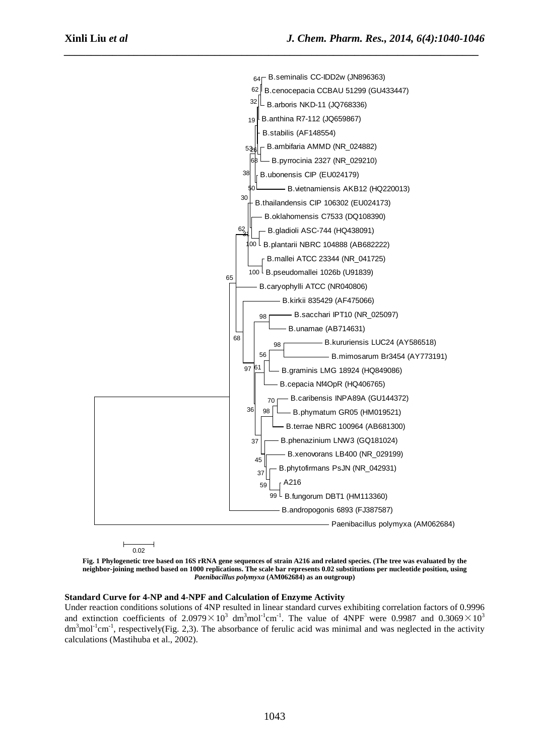**Fig. 1 Phylogenetic tree based on 16S rRNA gene sequences of strain A216 and related species. (The tree was evaluated by the neighbor-joining method based on 1000 replications. The scale bar represents 0.02 substitutions per nucleotide position, using *Paenibacillus polymyxa* (AM062684) as an outgroup)**

**Standard Curve for 4-NP and 4-NPF and Calculation of Enzyme Activity**

Under reaction conditions solutions of 4NP resulted in linear standard curves exhibiting correlation factors of 0.9996 and extinction coefficients of $2.0979\times10^{3}$ $dm^{3}mol^{-1}cm^{-1}$. The value of 4NPF were 0.9987 and $0.3069\times10^{3}$ $dm^{3}mol^{-1}cm^{-1}$, respectively(Fig. 2,3). The absorbance of ferulic acid was minimal and was neglected in the activity calculations (Mastihuba et al., 2002).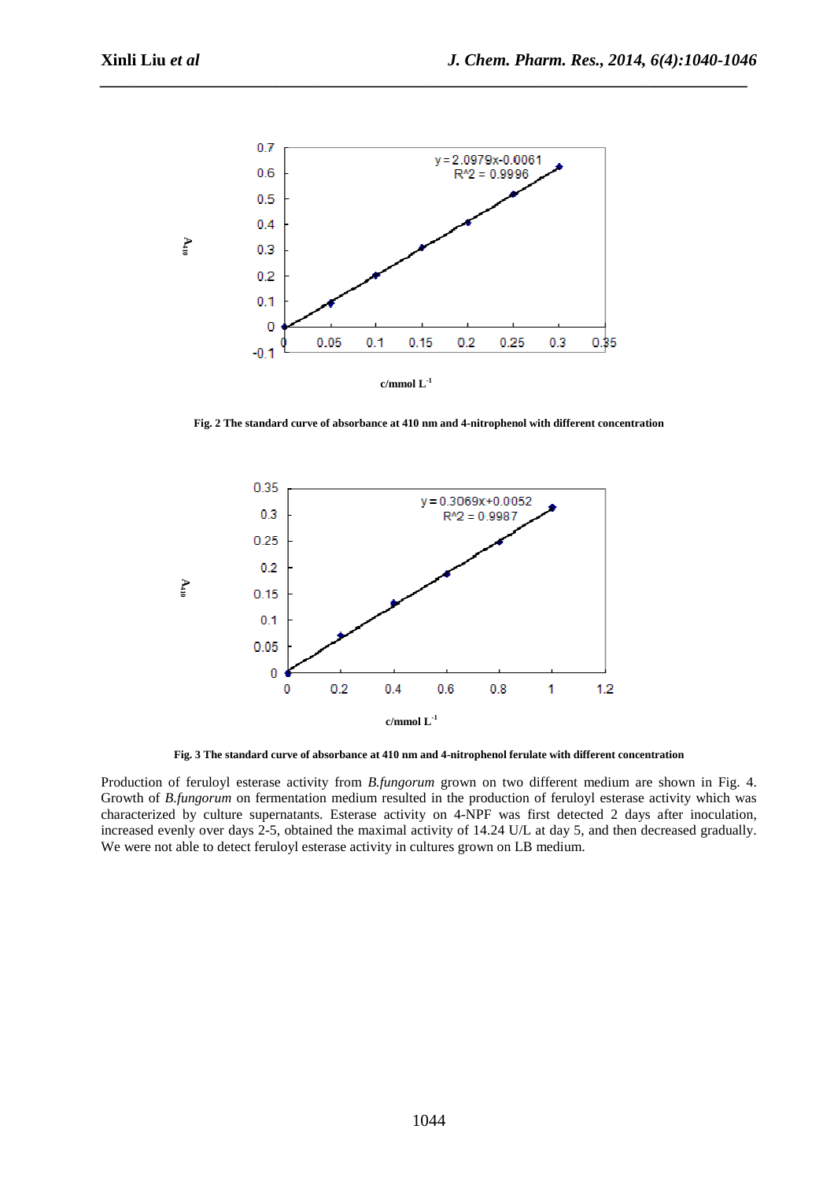Fig. 2 The standard curve of absorbance at 410 nm and 4-nitrophenol with different concentration

Fig. 3 The standard curve of absorbance at 410 nm and 4-nitrophenol ferulate with different concentration

Production of feruloyl esterase activity from *B.fungorum* grown on two different medium are shown in Fig. 4. Growth of *B.fungorum* on fermentation medium resulted in the production of feruloyl esterase activity which was characterized by culture supernatants. Esterase activity on 4-NPF was first detected 2 days after inoculation, increased evenly over days 2-5, obtained the maximal activity of 14.24 U/L at day 5, and then decreased gradually. We were not able to detect feruloyl esterase activity in cultures grown on LB medium.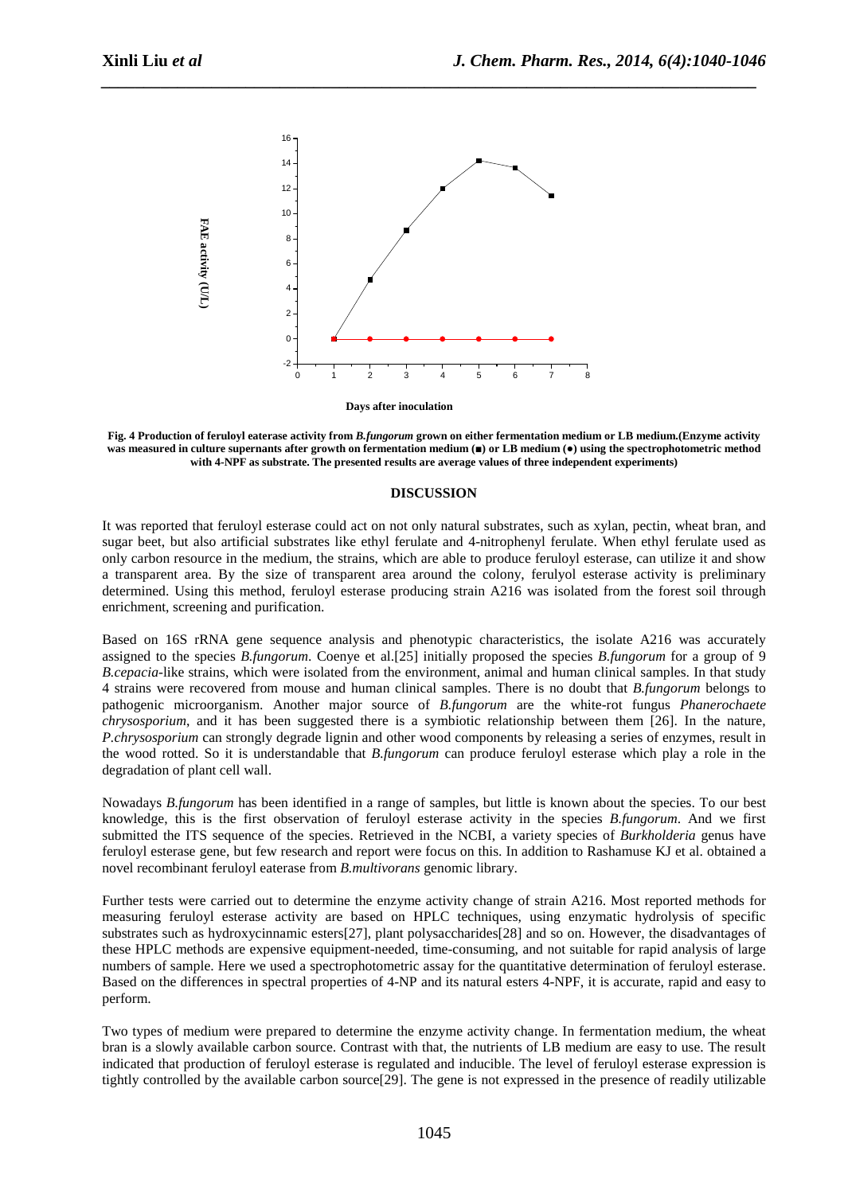**Fig. 4 Production of feruloyl eaterase activity from *B.fungorum* grown on either fermentation medium or LB medium.(Enzyme activity was measured in culture supernants after growth on fermentation medium (■) or LB medium (●) using the spectrophotometric method with 4-NPF as substrate. The presented results are average values of three independent experiments)**

## DISCUSSION

It was reported that feruloyl esterase could act on not only natural substrates, such as xylan, pectin, wheat bran, and sugar beet, but also artificial substrates like ethyl ferulate and 4-nitrophenyl ferulate. When ethyl ferulate used as only carbon resource in the medium, the strains, which are able to produce feruloyl esterase, can utilize it and show a transparent area. By the size of transparent area around the colony, ferulyol esterase activity is preliminary determined. Using this method, feruloyl esterase producing strain A216 was isolated from the forest soil through enrichment, screening and purification.

Based on 16S rRNA gene sequence analysis and phenotypic characteristics, the isolate A216 was accurately assigned to the species *B.fungorum*. Coenye et al.[25] initially proposed the species *B.fungorum* for a group of 9 *B.cepacia*-like strains, which were isolated from the environment, animal and human clinical samples. In that study 4 strains were recovered from mouse and human clinical samples. There is no doubt that *B.fungorum* belongs to pathogenic microorganism. Another major source of *B.fungorum* are the white-rot fungus *Phanerochaete chrysosporium*, and it has been suggested there is a symbiotic relationship between them [26]. In the nature, *P.chrysosporium* can strongly degrade lignin and other wood components by releasing a series of enzymes, result in the wood rotted. So it is understandable that *B.fungorum* can produce feruloyl esterase which play a role in the degradation of plant cell wall.

Nowadays *B.fungorum* has been identified in a range of samples, but little is known about the species. To our best knowledge, this is the first observation of feruloyl esterase activity in the species *B.fungorum*. And we first submitted the ITS sequence of the species. Retrieved in the NCBI, a variety species of *Burkholderia* genus have feruloyl esterase gene, but few research and report were focus on this. In addition to Rashamuse KJ et al. obtained a novel recombinant feruloyl eaterase from *B.multivorans* genomic library.

Further tests were carried out to determine the enzyme activity change of strain A216. Most reported methods for measuring feruloyl esterase activity are based on HPLC techniques, using enzymatic hydrolysis of specific substrates such as hydroxycinnamic esters[27], plant polysaccharides[28] and so on. However, the disadvantages of these HPLC methods are expensive equipment-needed, time-consuming, and not suitable for rapid analysis of large numbers of sample. Here we used a spectrophotometric assay for the quantitative determination of feruloyl esterase. Based on the differences in spectral properties of 4-NP and its natural esters 4-NPF, it is accurate, rapid and easy to perform.

Two types of medium were prepared to determine the enzyme activity change. In fermentation medium, the wheat bran is a slowly available carbon source. Contrast with that, the nutrients of LB medium are easy to use. The result indicated that production of feruloyl esterase is regulated and inducible. The level of feruloyl esterase expression is tightly controlled by the available carbon source[29]. The gene is not expressed in the presence of readily utilizable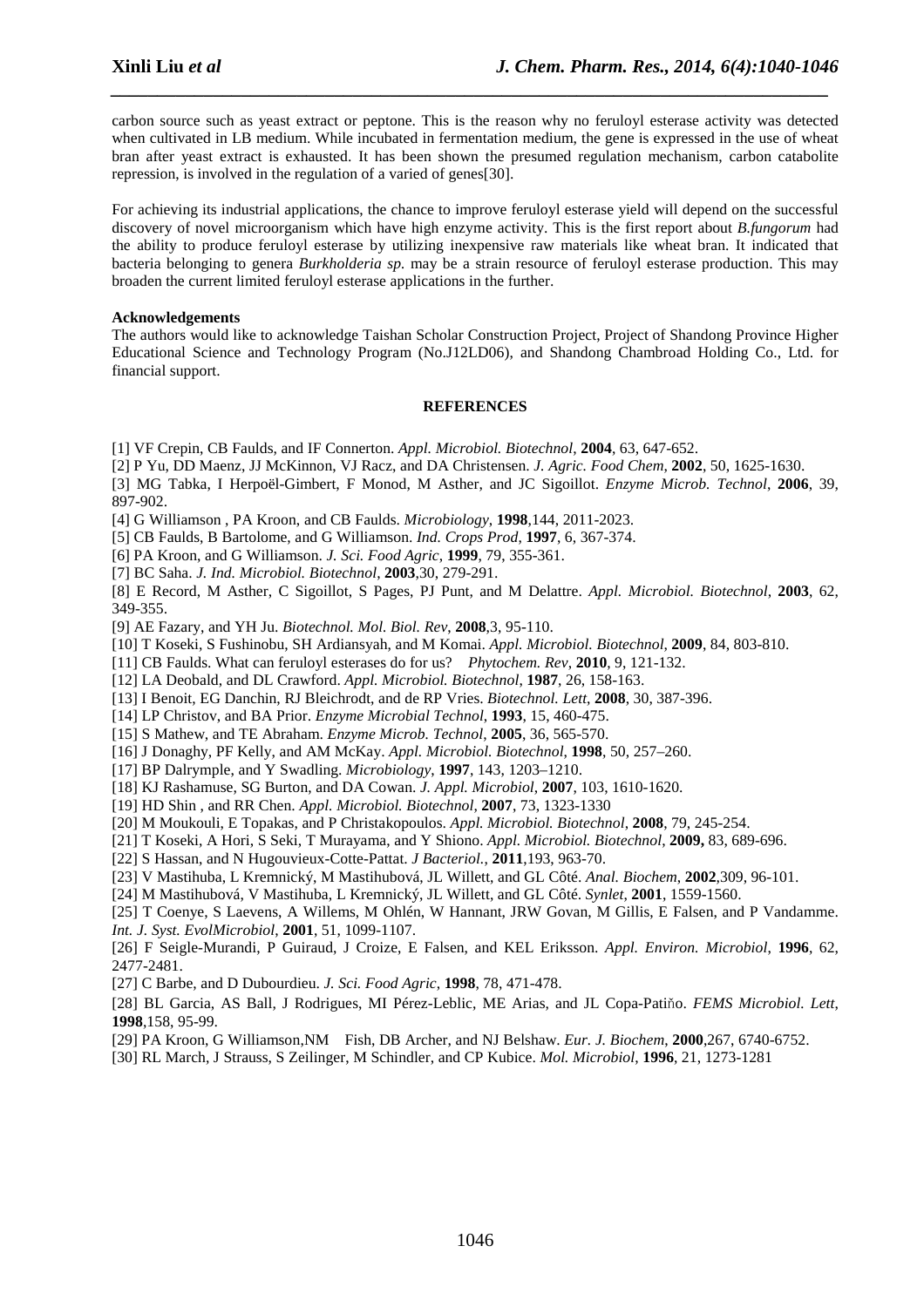carbon source such as yeast extract or peptone. This is the reason why no feruloyl esterase activity was detected when cultivated in LB medium. While incubated in fermentation medium, the gene is expressed in the use of wheat bran after yeast extract is exhausted. It has been shown the presumed regulation mechanism, carbon catabolite repression, is involved in the regulation of a varied of genes[30].

For achieving its industrial applications, the chance to improve feruloyl esterase yield will depend on the successful discovery of novel microorganism which have high enzyme activity. This is the first report about *B.fungorum* had the ability to produce feruloyl esterase by utilizing inexpensive raw materials like wheat bran. It indicated that bacteria belonging to genera *Burkholderia sp.* may be a strain resource of feruloyl esterase production. This may broaden the current limited feruloyl esterase applications in the further.

**Acknowledgements**

The authors would like to acknowledge Taishan Scholar Construction Project, Project of Shandong Province Higher Educational Science and Technology Program (No.J12LD06), and Shandong Chambroad Holding Co., Ltd. for financial support.

## REFERENCES

[1] VF Crepin, CB Faulds, and IF Connerton. *Appl. Microbiol. Biotechnol*, **2004**, 63, 647-652.

[2] P Yu, DD Maenz, JJ McKinnon, VJ Racz, and DA Christensen. *J. Agric. Food Chem*, **2002**, 50, 1625-1630.

[3] MG Tabka, I Herpoël-Gimbert, F Monod, M Asther, and JC Sigoillot. *Enzyme Microb. Technol*, **2006**, 39, 897-902.

[4] G Williamson , PA Kroon, and CB Faulds. *Microbiology*, **1998**,144, 2011-2023.

[5] CB Faulds, B Bartolome, and G Williamson. *Ind. Crops Prod*, **1997**, 6, 367-374.

[6] PA Kroon, and G Williamson. *J. Sci. Food Agric*, **1999**, 79, 355-361.

[7] BC Saha. *J. Ind. Microbiol. Biotechnol*, **2003**,30, 279-291.

[8] E Record, M Asther, C Sigoillot, S Pages, PJ Punt, and M Delattre. *Appl. Microbiol. Biotechnol*, **2003**, 62, 349-355.

[9] AE Fazary, and YH Ju. *Biotechnol. Mol. Biol. Rev*, **2008**,3, 95-110.

[10] T Koseki, S Fushinobu, SH Ardiansyah, and M Komai. *Appl. Microbiol. Biotechnol*, **2009**, 84, 803-810.

[11] CB Faulds. What can feruloyl esterases do for us? *Phytochem. Rev*, **2010**, 9, 121-132.

[12] LA Deobald, and DL Crawford. *Appl. Microbiol. Biotechnol*, **1987**, 26, 158-163.

[13] I Benoit, EG Danchin, RJ Bleichrodt, and de RP Vries. *Biotechnol. Lett*, **2008**, 30, 387-396.

[14] LP Christov, and BA Prior. *Enzyme Microbial Technol*, **1993**, 15, 460-475.

[15] S Mathew, and TE Abraham. *Enzyme Microb. Technol*, **2005**, 36, 565-570.

[16] J Donaghy, PF Kelly, and AM McKay. *Appl. Microbiol. Biotechnol*, **1998**, 50, 257–260.

[17] BP Dalrymple, and Y Swadling. *Microbiology*, **1997**, 143, 1203–1210.

[18] KJ Rashamuse, SG Burton, and DA Cowan. *J. Appl. Microbiol*, **2007**, 103, 1610-1620.

[19] HD Shin , and RR Chen. *Appl. Microbiol. Biotechnol*, **2007**, 73, 1323-1330

[20] M Moukouli, E Topakas, and P Christakopoulos. *Appl. Microbiol. Biotechnol*, **2008**, 79, 245-254.

[21] T Koseki, A Hori, S Seki, T Murayama, and Y Shiono. *Appl. Microbiol. Biotechnol*, **2009,** 83, 689-696.

[22] S Hassan, and N Hugouvieux-Cotte-Pattat. *J Bacteriol.*, **2011**,193, 963-70.

[23] V Mastihuba, L Kremnický, M Mastihubová, JL Willett, and GL Côté. *Anal. Biochem*, **2002**,309, 96-101.

[24] M Mastihubová, V Mastihuba, L Kremnický, JL Willett, and GL Côté. *Synlet*, **2001**, 1559-1560.

[25] T Coenye, S Laevens, A Willems, M Ohlén, W Hannant, JRW Govan, M Gillis, E Falsen, and P Vandamme. *Int. J. Syst. EvolMicrobiol*, **2001**, 51, 1099-1107.

[26] F Seigle-Murandi, P Guiraud, J Croize, E Falsen, and KEL Eriksson. *Appl. Environ. Microbiol*, **1996**, 62, 2477-2481.

[27] C Barbe, and D Dubourdieu. *J. Sci. Food Agric*, **1998**, 78, 471-478.

[28] BL Garcia, AS Ball, J Rodrigues, MI Pérez-Leblic, ME Arias, and JL Copa-Patiňo. *FEMS Microbiol. Lett*, **1998**,158, 95-99.

[29] PA Kroon, G Williamson,NM Fish, DB Archer, and NJ Belshaw. *Eur. J. Biochem*, **2000**,267, 6740-6752.

[30] RL March, J Strauss, S Zeilinger, M Schindler, and CP Kubice. *Mol. Microbiol*, **1996**, 21, 1273-1281